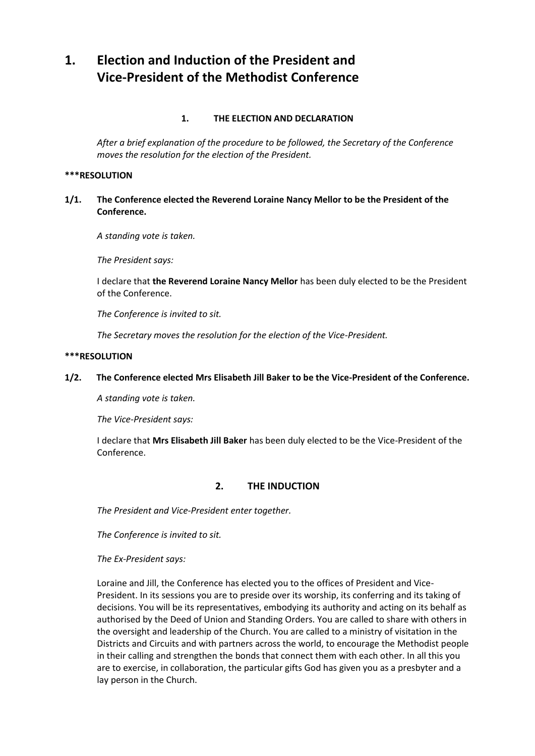# 1. Election and Induction of the President and Vice-President of the Methodist Conference

### 1. THE ELECTION AND DECLARATION

*After a brief explanation of the procedure to be followed, the Secretary of the Conference moves the resolution for the election of the President.*

**\*\*\*RESOLUTION**

**1/1. The Conference elected the Reverend Loraine Nancy Mellor to be the President of the Conference.**

*A standing vote is taken.*

*The President says:*

I declare that **the Reverend Loraine Nancy Mellor** has been duly elected to be the President of the Conference.

*The Conference is invited to sit.*

*The Secretary moves the resolution for the election of the Vice-President.*

**\*\*\*RESOLUTION**

**1/2. The Conference elected Mrs Elisabeth Jill Baker to be the Vice-President of the Conference.**

*A standing vote is taken.*

*The Vice-President says:*

I declare that **Mrs Elisabeth Jill Baker** has been duly elected to be the Vice-President of the Conference.

## 2. THE INDUCTION

*The President and Vice-President enter together.*

*The Conference is invited to sit.*

*The Ex-President says:*

Loraine and Jill, the Conference has elected you to the offices of President and Vice-President. In its sessions you are to preside over its worship, its conferring and its taking of decisions. You will be its representatives, embodying its authority and acting on its behalf as authorised by the Deed of Union and Standing Orders. You are called to share with others in the oversight and leadership of the Church. You are called to a ministry of visitation in the Districts and Circuits and with partners across the world, to encourage the Methodist people in their calling and strengthen the bonds that connect them with each other. In all this you are to exercise, in collaboration, the particular gifts God has given you as a presbyter and a lay person in the Church.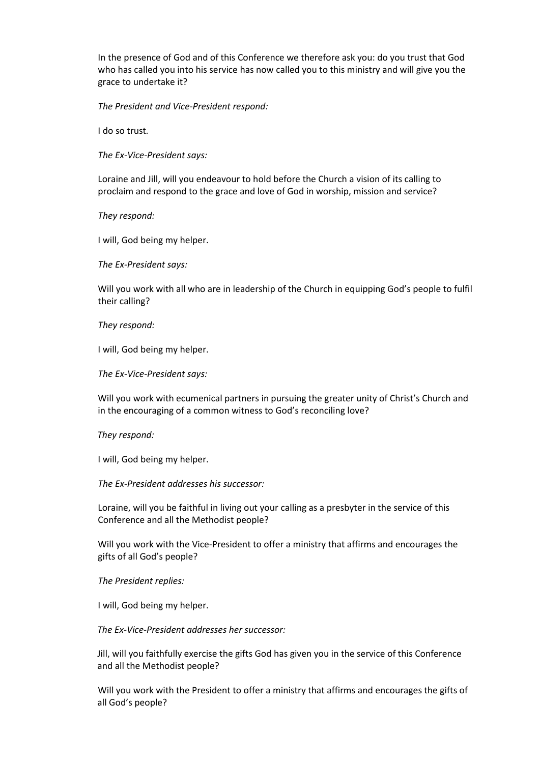In the presence of God and of this Conference we therefore ask you: do you trust that God who has called you into his service has now called you to this ministry and will give you the grace to undertake it?

*The President and Vice-President respond:*

I do so trust.

*The Ex-Vice-President says:*

Loraine and Jill, will you endeavour to hold before the Church a vision of its calling to proclaim and respond to the grace and love of God in worship, mission and service?

*They respond:*

I will, God being my helper.

*The Ex-President says:*

Will you work with all who are in leadership of the Church in equipping God's people to fulfil their calling?

*They respond:*

I will, God being my helper.

*The Ex-Vice-President says:*

Will you work with ecumenical partners in pursuing the greater unity of Christ's Church and in the encouraging of a common witness to God's reconciling love?

*They respond:*

I will, God being my helper.

*The Ex-President addresses his successor:*

Loraine, will you be faithful in living out your calling as a presbyter in the service of this Conference and all the Methodist people?

Will you work with the Vice-President to offer a ministry that affirms and encourages the gifts of all God's people?

*The President replies:*

I will, God being my helper.

*The Ex-Vice-President addresses her successor:*

Jill, will you faithfully exercise the gifts God has given you in the service of this Conference and all the Methodist people?

Will you work with the President to offer a ministry that affirms and encourages the gifts of all God's people?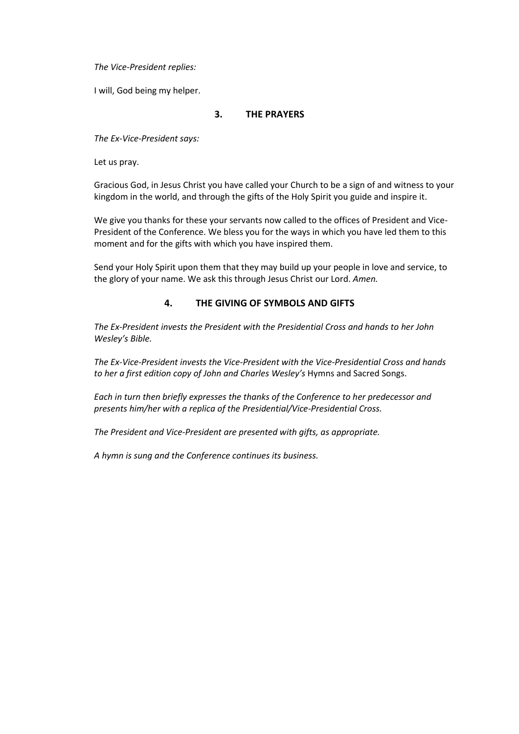*The Vice-President replies:*

I will, God being my helper.

## 3. THE PRAYERS

*The Ex-Vice-President says:*

Let us pray.

Gracious God, in Jesus Christ you have called your Church to be a sign of and witness to your kingdom in the world, and through the gifts of the Holy Spirit you guide and inspire it.

We give you thanks for these your servants now called to the offices of President and Vice-President of the Conference. We bless you for the ways in which you have led them to this moment and for the gifts with which you have inspired them.

Send your Holy Spirit upon them that they may build up your people in love and service, to the glory of your name. We ask this through Jesus Christ our Lord. *Amen.*

## 4. THE GIVING OF SYMBOLS AND GIFTS

*The Ex-President invests the President with the Presidential Cross and hands to her John Wesley's Bible.*

*The Ex-Vice-President invests the Vice-President with the Vice-Presidential Cross and hands to her a first edition copy of John and Charles Wesley's* Hymns and Sacred Songs.

*Each in turn then briefly expresses the thanks of the Conference to her predecessor and presents him/her with a replica of the Presidential/Vice-Presidential Cross.*

*The President and Vice-President are presented with gifts, as appropriate.*

*A hymn is sung and the Conference continues its business.*